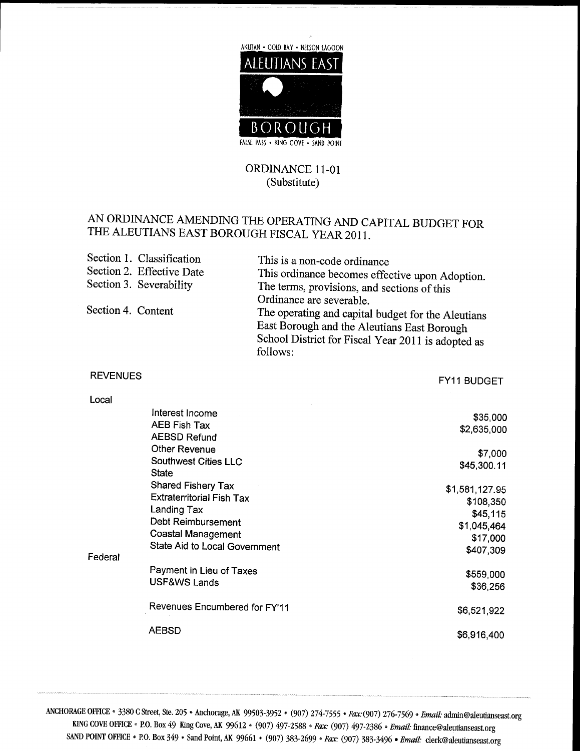AKUTAN • COLD BAY • NELSON LAGOON

ALEUTIANS EAST

BOROUGH

FALSE PASS • KING COVE • SAND POINT

# ORDINANCE 11-01
(Substitute)

## AN ORDINANCE AMENDING THE OPERATING AND CAPITAL BUDGET FOR THE ALEUTIANS EAST BOROUGH FISCAL YEAR 2011.

| | |
|---|---|
| Section 1. Classification | This is a non-code ordinance |
| Section 2. Effective Date | This ordinance becomes effective upon Adoption. |
| Section 3. Severability | The terms, provisions, and sections of this Ordinance are severable. |
| Section 4. Content | The operating and capital budget for the Aleutians East Borough and the Aleutians East Borough School District for Fiscal Year 2011 is adopted as follows: |

| REVENUES | | FY11 BUDGET |
|---|---|---|
| Local | | |
| | Interest Income | $35,000 |
| | AEB Fish Tax | $2,635,000 |
| | AEBSD Refund | |
| | Other Revenue | $7,000 |
| | Southwest Cities LLC | $45,300.11 |
| | State | |
| | Shared Fishery Tax | $1,581,127.95 |
| | Extraterritorial Fish Tax | $108,350 |
| | Landing Tax | $45,115 |
| | Debt Reimbursement | $1,045,464 |
| | Coastal Management | $17,000 |
| | State Aid to Local Government | $407,309 |
| Federal | | |
| | Payment in Lieu of Taxes | $559,000 |
| | USF&WS Lands | $36,256 |
| | Revenues Encumbered for FY'11 | $6,521,922 |
| | AEBSD | $6,916,400 |

ANCHORAGE OFFICE • 3380 C Street, Ste. 205 • Anchorage, AK 99503-3952 • (907) 274-7555 • Fax: (907) 276-7569 • Email: admin@aleutianseast.org
KING COVE OFFICE • P.O. Box 49 King Cove, AK 99612 • (907) 497-2588 • Fax: (907) 497-2386 • Email: finance@aleutianseast.org
SAND POINT OFFICE • P.O. Box 349 • Sand Point, AK 99661 • (907) 383-2699 • Fax: (907) 383-3496 • Email: clerk@aleutianseast.org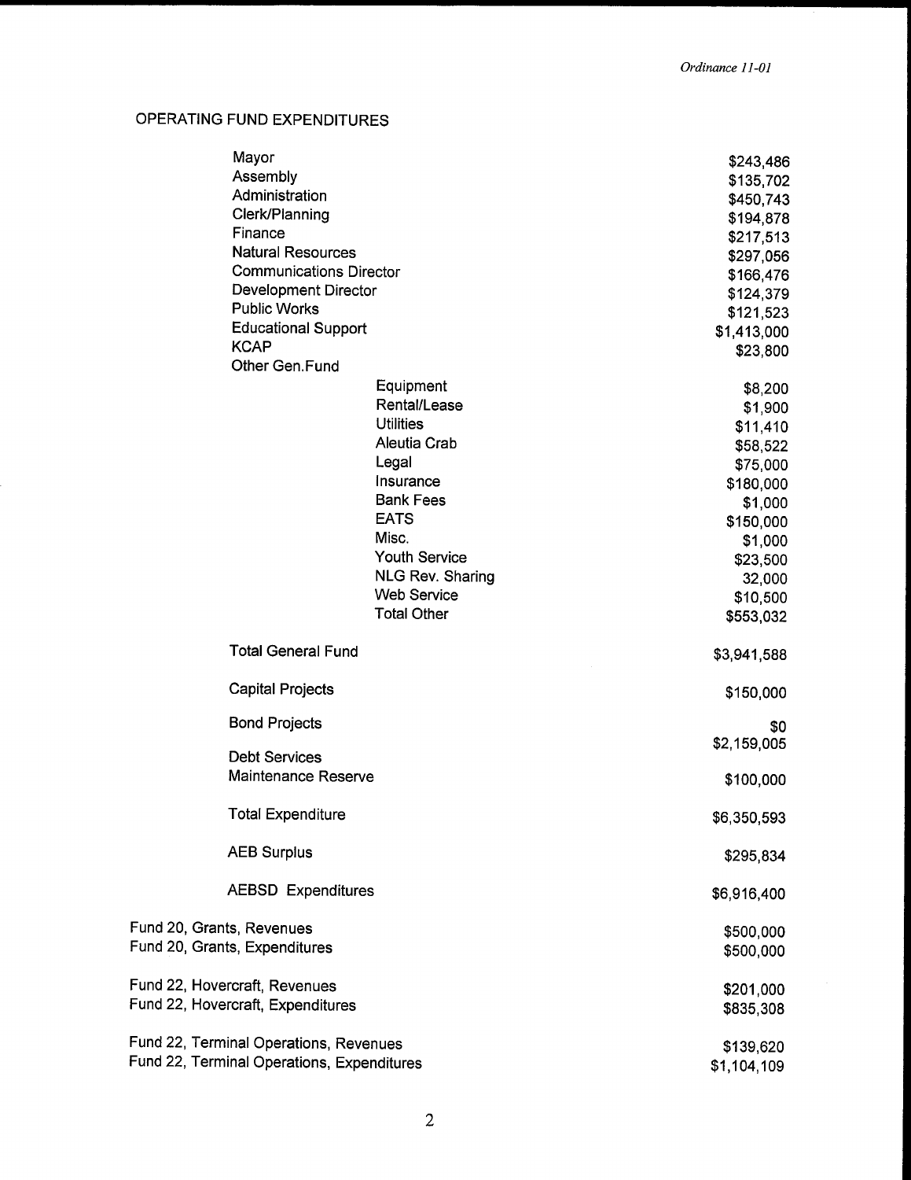## OPERATING FUND EXPENDITURES

| | | |
|---|---|---|
| Mayor | | $243,486 |
| Assembly | | $135,702 |
| Administration | | $450,743 |
| Clerk/Planning | | $194,878 |
| Finance | | $217,513 |
| Natural Resources | | $297,056 |
| Communications Director | | $166,476 |
| Development Director | | $124,379 |
| Public Works | | $121,523 |
| Educational Support | | $1,413,000 |
| KCAP | | $23,800 |
| Other Gen.Fund | | |
| | Equipment | $8,200 |
| | Rental/Lease | $1,900 |
| | Utilities | $11,410 |
| | Aleutia Crab | $58,522 |
| | Legal | $75,000 |
| | Insurance | $180,000 |
| | Bank Fees | $1,000 |
| | EATS | $150,000 |
| | Misc. | $1,000 |
| | Youth Service | $23,500 |
| | NLG Rev. Sharing | 32,000 |
| | Web Service | $10,500 |
| | Total Other | $553,032 |
| Total General Fund | | $3,941,588 |
| Capital Projects | | $150,000 |
| Bond Projects | | $0 |
| Debt Services | | $2,159,005 |
| Maintenance Reserve | | $100,000 |
| Total Expenditure | | $6,350,593 |
| AEB Surplus | | $295,834 |
| AEBSD Expenditures | | $6,916,400 |

| | |
|---|---|
| Fund 20, Grants, Revenues | $500,000 |
| Fund 20, Grants, Expenditures | $500,000 |
| Fund 22, Hovercraft, Revenues | $201,000 |
| Fund 22, Hovercraft, Expenditures | $835,308 |
| Fund 22, Terminal Operations, Revenues | $139,620 |
| Fund 22, Terminal Operations, Expenditures | $1,104,109 |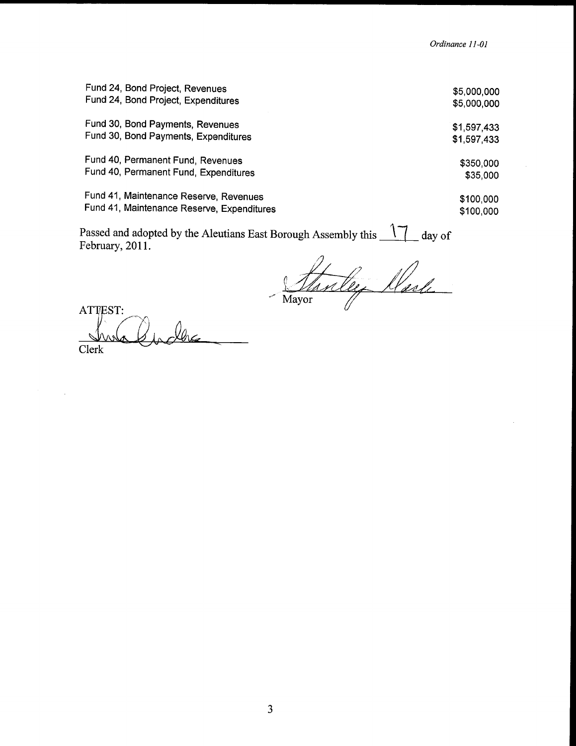| | |
|---|---|
| Fund 24, Bond Project, Revenues | $5,000,000 |
| Fund 24, Bond Project, Expenditures | $5,000,000 |
| Fund 30, Bond Payments, Revenues | $1,597,433 |
| Fund 30, Bond Payments, Expenditures | $1,597,433 |
| Fund 40, Permanent Fund, Revenues | $350,000 |
| Fund 40, Permanent Fund, Expenditures | $35,000 |
| Fund 41, Maintenance Reserve, Revenues | $100,000 |
| Fund 41, Maintenance Reserve, Expenditures | $100,000 |

Passed and adopted by the Aleutians East Borough Assembly this 17 day of February, 2011.

Stanley Mack
Mayor

ATTEST:

Clerk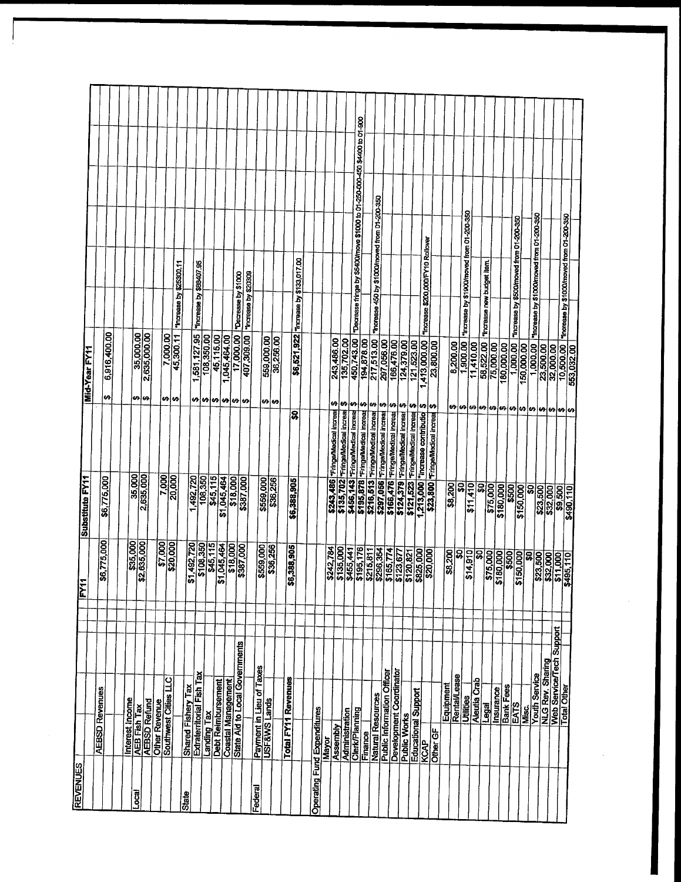| REVENUES | | | FY11 | Substitute FY11 | | Mid-Year FY11 | |
|---|---|---|---|---|---|---|---|
| | AEBSD Revenues | | $6,775,000 | $6,775,000 | | $ 6,916,400.00 | |
| | | | | | | | |
| | Interest Income | | | | | | |
| Local | AEB Fish Tax | | $35,000 | 35,000 | | $ 35,000.00 | |
| | AEBSD Refund | | $2,635,000 | 2,635,000 | | $ 2,635,000.00 | |
| | Other Revenue | | | | | | |
| | Southwest Cities LLC | | $7,000 | 7,000 | | $ 7,000.00 | |
| | | | $20,000 | 20,000 | | $ 45,300.11 | *Increase by $25300.11 |
| State | Shared Fishery Tax | | | | | | |
| | Extraterritorial Fish Tax | | $1,492,720 | 1,492,720 | | $ 1,581,127.95 | *Increase by $88407.95 |
| | Landing Tax | | $108,350 | 108,350 | | $ 108,350.00 | |
| | Debt Reimbursement | | $45,115 | $45,115 | | $ 45,115.00 | |
| | Coastal Management | | $1,045,464 | $1,045,464 | | $ 1,045,464.00 | |
| | State Aid to Local Governments | | $18,000 | $18,000 | | $ 17,000.00 | *Decrease by $1000 |
| | | | $387,000 | $387,000 | | $ 407,309.00 | *Increase by $20309 |
| Federal | Payment in Lieu of Taxes | | | | | | |
| | USF&WS Lands | | $559,000 | $559,000 | | $ 559,000.00 | |
| | | | $36,256 | $36,256 | | $ 36,256.00 | |
| | | | | | | | |
| | Total FY11 Revenues | | $6,388,905 | $6,388,905 | $0 | $6,521,922 | *Increase by $133,017.00 |
| | | | | | | | |
| Operating Fund Expenditures | | | | | | | |
| | Mayor | | $242,784 | $243,486 | *Fringe/Medical increa | $ 243,486.00 | |
| | Assembly | | $135,000 | $135,702 | *Fringe/Medical increa | $ 135,702.00 | |
| | Administration | | $455,441 | $456,143 | *Fringe/Medical increa | $ 450,743.00 | *Decrease fringe by $5400/move $1000 to 01-250-000-450 $4400 to 01-900 |
| | Clerk/Planning | | $195,176 | $195,878 | *Fringe/Medical increa | $ 194,878.00 | |
| | Finance | | $215,811 | $216,513 | *Fringe/Medical increa | $ 217,513.00 | *Increase 450 by $1000/moved from 01-200-350 |
| | Natural Resources | | $296,354 | $297,056 | *Fringe/Medical increa | $ 297,056.00 | |
| | Public Information Officer | | $165,774 | $166,476 | *Fringe/Medical increa | $ 166,476.00 | |
| | Development Coordinator | | $123,677 | $124,379 | *Fringe/Medical increa | $ 124,379.00 | |
| | Public Works | | $120,821 | $121,523 | *Fringe/Medical increa | $ 121,523.00 | |
| | Educational Support | | $825,000 | 1,213,000 | *Increase contributio | $ 1,413,000.00 | *Increase $200,000/FY10 Rollover |
| | KCAP | | $20,000 | $23,800 | *Fringe/Medical increa | $ 23,800.00 | |
| | Other GF | | | | | | |
| | | Equipment | $8,200 | $8,200 | | $ 8,200.00 | |
| | | Rental/Lease | $0 | $0 | | $ 1,900.00 | *Increase by $1900/moved from 01-200-350 |
| | | Utilities | $14,910 | $11,410 | | $ 11,410.00 | |
| | | Aleutia Crab | $0 | $0 | | $ 58,522.00 | *Increase new budget item. |
| | | Legal | $75,000 | $75,000 | | $ 75,000.00 | |
| | | Insurance | $180,000 | $180,000 | | $ 180,000.00 | |
| | | Bank Fees | $500 | $500 | | $ 1,000.00 | *Increase by $500/moved from 01-200-350 |
| | | EATS | $150,000 | $150,000 | | $ 150,000.00 | |
| | | Misc. | $0 | $0 | | $ 1,000.00 | *Increase by $1000/moved from 01-200-350 |
| | | Youth Service | $23,500 | $23,500 | | $ 23,500.00 | |
| | | NLG Rev. Sharing | $32,000 | $32,000 | | $ 32,000.00 | |
| | | Web Service/Tech Support | $11,000 | $9,500 | | $ 10,500.00 | *Increase by $1000/moved from 01-200-350 |
| | | Total Other | $495,110 | $490,110 | | $ 553,032.00 | |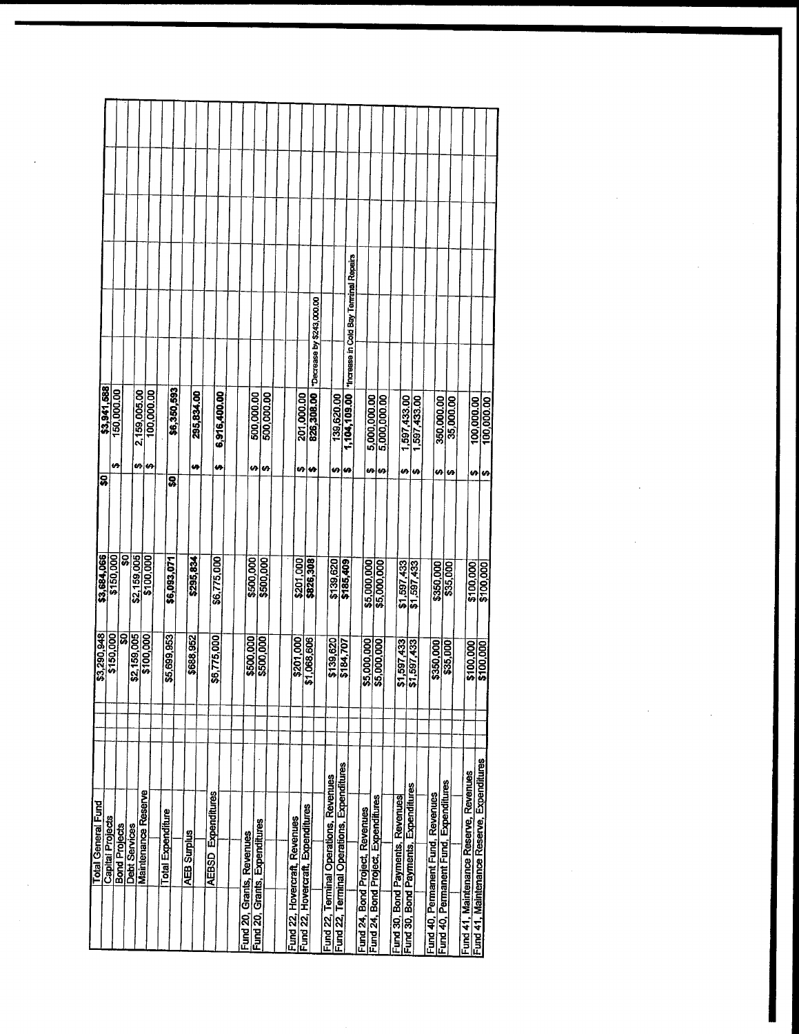| | | | | |
|---|---|---|---|---|
| Total General Fund | $3,290,948 | $3,684,066 | $0 | $3,941,588 | |
| Capital Projects | $150,000 | $150,000 | | $ 150,000.00 | |
| Bond Projects | $0 | $0 | | | |
| Debt Services | $2,159,005 | $2,159,005 | | $ 2,159,005.00 | |
| Maintenance Reserve | $100,000 | $100,000 | | $ 100,000.00 | |
| | | | | | |
| Total Expenditure | $5,699,953 | $6,093,071 | $0 | $6,350,593 | |
| | | | | | |
| AEB Surplus | $688,952 | $295,834 | | $ 295,834.00 | |
| | | | | | |
| AEBSD Expenditures | $6,775,000 | $6,775,000 | | $ 6,916,400.00 | |
| | | | | | |
| Fund 20, Grants, Revenues | $500,000 | $500,000 | | $ 500,000.00 | |
| Fund 20, Grants, Expenditures | $500,000 | $500,000 | | $ 500,000.00 | |
| | | | | | |
| Fund 22, Hovercraft, Revenues | $201,000 | $201,000 | | $ 201,000.00 | |
| Fund 22, Hovercraft, Expenditures | $1,068,608 | $826,308 | | $ 826,308.00 | *Decrease by $243,000.00 |
| | | | | | |
| Fund 22, Terminal Operations, Revenues | $139,620 | $139,620 | | $ 139,620.00 | |
| Fund 22, Terminal Operations, Expenditures | $184,707 | $185,409 | | $ 1,104,109.00 | *Increase in Cold Bay Terminal Repairs |
| | | | | | |
| Fund 24, Bond Project, Revenues | $5,000,000 | $5,000,000 | | $ 5,000,000.00 | |
| Fund 24, Bond Project, Expenditures | $5,000,000 | $5,000,000 | | $ 5,000,000.00 | |
| | | | | | |
| Fund 30, Bond Payments, Revenues | $1,597,433 | $1,597,433 | | $ 1,597,433.00 | |
| Fund 30, Bond Payments, Expenditures | $1,597,433 | $1,597,433 | | $ 1,597,433.00 | |
| | | | | | |
| Fund 40, Permanent Fund, Revenues | $350,000 | $350,000 | | $ 350,000.00 | |
| Fund 40, Permanent Fund, Expenditures | $35,000 | $35,000 | | $ 35,000.00 | |
| | | | | | |
| Fund 41, Maintenance Reserve, Revenues | $100,000 | $100,000 | | $ 100,000.00 | |
| Fund 41, Maintenance Reserve, Expenditures | $100,000 | $100,000 | | $ 100,000.00 | |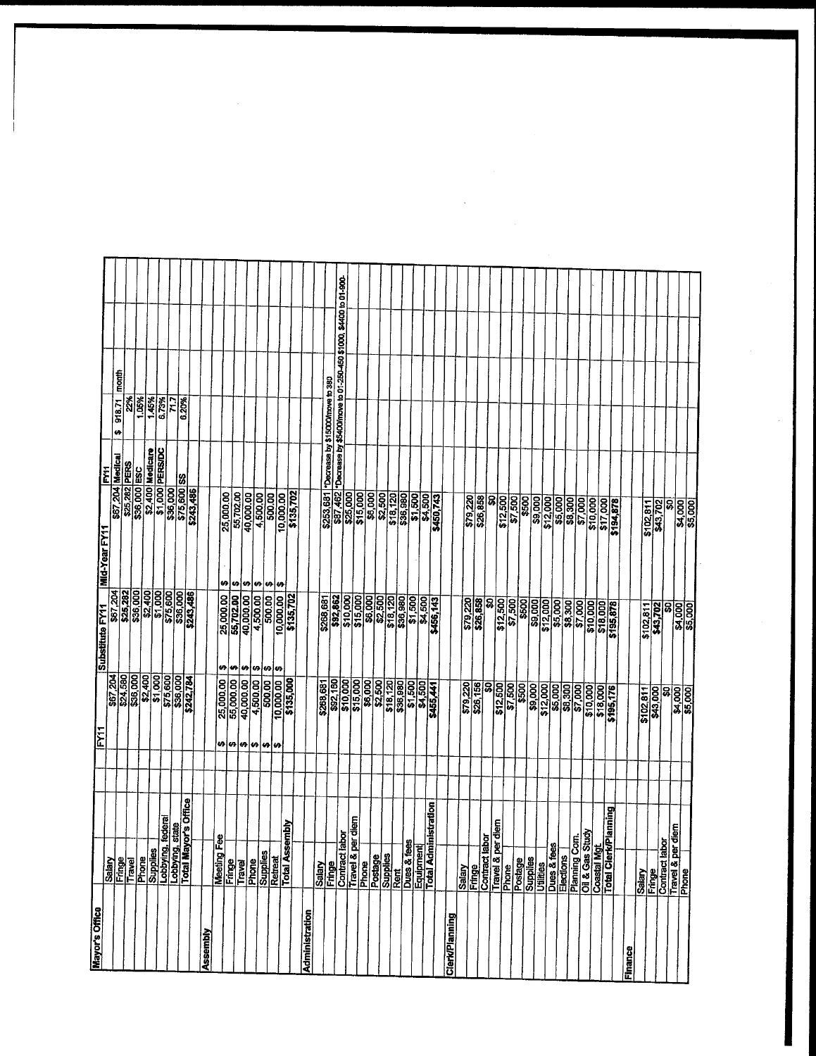| Mayor's Office | | FY11 | Substitute FY11 | Mid-Year FY11 | FY11 | | | |
|---|---|---|---|---|---|---|---|---|
| | Salary | $67,204 | $67,204 | $67,204 | Medical | $ 918.71 | month | |
| | Fringe | $24,580 | $25,282 | $25,282 | PERS | 22% | | |
| | Travel | $36,000 | $36,000 | $36,000 | ESC | 1.05% | | |
| | Phone | $2,400 | $2,400 | $2,400 | Medicare | 1.45% | | |
| | Supplies | $1,000 | $1,000 | $1,000 | PERS/DC | 6.73% | | |
| | Lobbying, federal | $75,600 | $75,600 | $36,000 | | 71.7 | | |
| | Lobbying, state | $36,000 | $36,000 | $75,600 | SS | 6.20% | | |
| | Total Mayor's Office | $242,784 | $243,486 | $243,486 | | | | |
| Assembly | | | | | | | | |
| | Meeting Fee | $ 25,000.00 | $ 25,000.00 | $ 25,000.00 | | | | |
| | Fringe | $ 55,000.00 | $ 55,702.00 | $ 55,702.00 | | | | |
| | Travel | $ 40,000.00 | $ 40,000.00 | $ 40,000.00 | | | | |
| | Phone | $ 4,500.00 | $ 4,500.00 | $ 4,500.00 | | | | |
| | Supplies | $ 500.00 | $ 500.00 | $ 500.00 | | | | |
| | Retreat | $ 10,000.00 | $ 10,000.00 | $ 10,000.00 | | | | |
| | Total Assembly | $135,000 | $135,702 | $135,702 | | | | |
| Administration | | | | | | | | |
| | Salary | $268,681 | $268,681 | $253,681 | *Decrease by $15000/move to 380 | | | |
| | Fringe | $92,180 | $92,862 | $87,462 | *Decrease by $5400/move to 01-250-450 $1000, $4400 to 01-900- | | | |
| | Contract labor | $10,000 | $10,000 | $25,000 | | | | |
| | Travel & per diem | $15,000 | $15,000 | $15,000 | | | | |
| | Phone | $6,000 | $6,000 | $6,000 | | | | |
| | Postage | $2,500 | $2,500 | $2,500 | | | | |
| | Supplies | $18,120 | $18,120 | $18,120 | | | | |
| | Rent | $36,980 | $36,980 | $36,980 | | | | |
| | Dues & fees | $1,500 | $1,500 | $1,500 | | | | |
| | Equipment | $4,500 | $4,500 | $4,500 | | | | |
| | Total Administration | $455,441 | $456,143 | $450,743 | | | | |
| Clerk/Planning | | | | | | | | |
| | Salary | $79,220 | $79,220 | $79,220 | | | | |
| | Fringe | $26,156 | $26,858 | $26,858 | | | | |
| | Contract labor | $0 | $0 | $0 | | | | |
| | Travel & per diem | $12,500 | $12,500 | $12,500 | | | | |
| | Phone | $7,500 | $7,500 | $7,500 | | | | |
| | Postage | $500 | $500 | $500 | | | | |
| | Supplies | $9,000 | $9,000 | $9,000 | | | | |
| | Utilities | $12,000 | $12,000 | $12,000 | | | | |
| | Dues & fees | $5,000 | $5,000 | $5,000 | | | | |
| | Elections | $8,300 | $8,300 | $8,300 | | | | |
| | Planning Com. | $7,000 | $7,000 | $7,000 | | | | |
| | Oil & Gas Study | $10,000 | $10,000 | $10,000 | | | | |
| | Coastal Mgt. | $18,000 | $18,000 | $17,000 | | | | |
| | Total Clerk/Planning | $195,176 | $195,878 | $194,878 | | | | |
| Finance | | | | | | | | |
| | Salary | $102,811 | $102,811 | $102,811 | | | | |
| | Fringe | $43,000 | $43,702 | $43,702 | | | | |
| | Contract labor | $0 | $0 | $0 | | | | |
| | Travel & per diem | $4,000 | $4,000 | $4,000 | | | | |
| | Phone | $5,000 | $5,000 | $5,000 | | | | |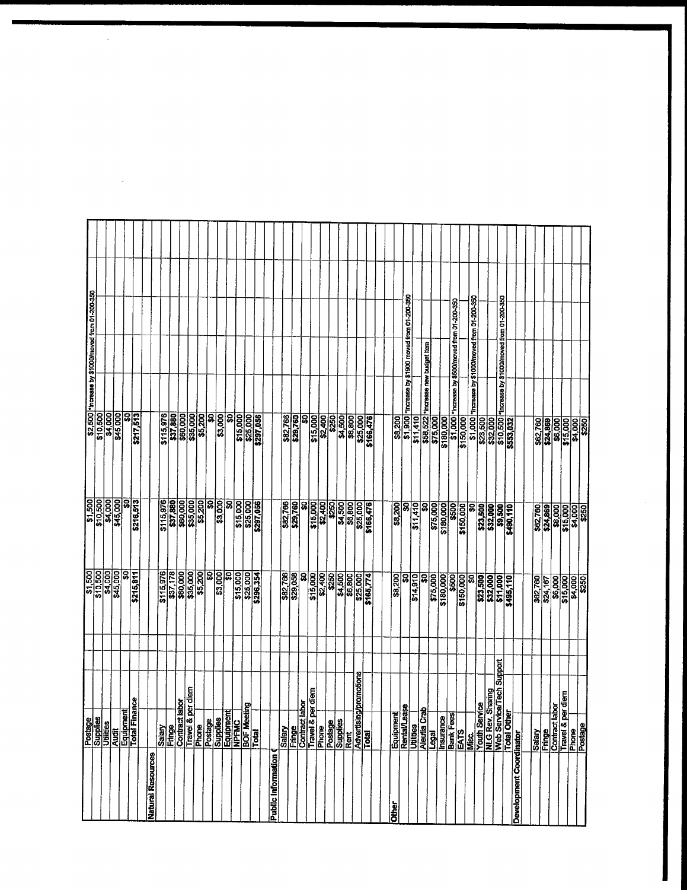| | | | | | |
|---|---|---|---|---|---|
| | Postage | $1,500 | $1,500 | $2,500 | *Increase by $1000/moved from 01-200-350 |
| | Supplies | $10,500 | $10,500 | $10,500 | |
| | Utilities | $4,000 | $4,000 | $4,000 | |
| | Audit | $45,000 | $45,000 | $45,000 | |
| | Equipment | $0 | $0 | $0 | |
| | Total Finance | $215,811 | $216,513 | $217,513 | |
| | | | | | |
| Natural Resources | | | | | |
| | Salary | $115,976 | $115,976 | $115,976 | |
| | Fringe | $37,178 | $37,880 | $37,880 | |
| | Contract labor | $60,000 | $60,000 | $60,000 | |
| | Travel & per diem | $35,000 | $35,000 | $35,000 | |
| | Phone | $5,200 | $5,200 | $5,200 | |
| | Postage | $0 | $0 | $0 | |
| | Supplies | $3,000 | $3,000 | $3,000 | |
| | Equipment | $0 | $0 | $0 | |
| | NPFMC | $15,000 | $15,000 | $15,000 | |
| | BOF Meeting | $25,000 | $25,000 | $25,000 | |
| | Total | $296,354 | $297,056 | $297,056 | |
| | | | | | |
| Public Information ( | | | | | |
| | Salary | $82,766 | $82,766 | $82,766 | |
| | Fringe | $29,058 | $29,760 | $29,760 | |
| | Contract labor | $0 | $0 | $0 | |
| | Travel & per diem | $15,000 | $15,000 | $15,000 | |
| | Phone | $2,400 | $2,400 | $2,400 | |
| | Postage | $250 | $250 | $250 | |
| | Supplies | $4,500 | $4,500 | $4,500 | |
| | Rent | $6,800 | $6,800 | $6,800 | |
| | Advertising/promotions | $25,000 | $25,000 | $25,000 | |
| | Total | $165,774 | $166,476 | $166,476 | |
| | | | | | |
| Other | | | | | |
| | Equipment | $8,200 | $8,200 | $8,200 | |
| | Rental/Lease | $0 | $0 | $1,900 | *Increase by $1900 moved from 01-200-350 |
| | Utilities | $14,910 | $11,410 | $11,410 | |
| | Aleutia Crab | $0 | $0 | $58,522 | *Increase new budget item |
| | Legal | $75,000 | $75,000 | $75,000 | |
| | Insurance | $180,000 | $180,000 | $180,000 | |
| | Bank Fees | $500 | $500 | $1,000 | *Increase by $500/moved from 01-200-350 |
| | EATS | $150,000 | $150,000 | $150,000 | |
| | Misc. | $0 | $0 | $1,000 | *Increase by $1000/moved from 01-200-350 |
| | Youth Service | $23,500 | $23,500 | $23,500 | |
| | NLG Rev. Sharing | $32,000 | $32,000 | $32,000 | |
| | Web Service/Tech Support | $11,000 | $9,500 | $10,500 | *Increase by $1000/moved from 01-200-350 |
| | Total Other | $495,110 | $490,110 | $553,032 | |
| Development Coordinator | | | | | |
| | | | | | |
| | Salary | $62,760 | $62,760 | $62,760 | |
| | Fringe | $24,167 | $24,869 | $24,869 | |
| | Contract labor | $6,000 | $6,000 | $6,000 | |
| | Travel & per diem | $15,000 | $15,000 | $15,000 | |
| | Phone | $4,000 | $4,000 | $4,000 | |
| | Postage | $250 | $250 | $250 | |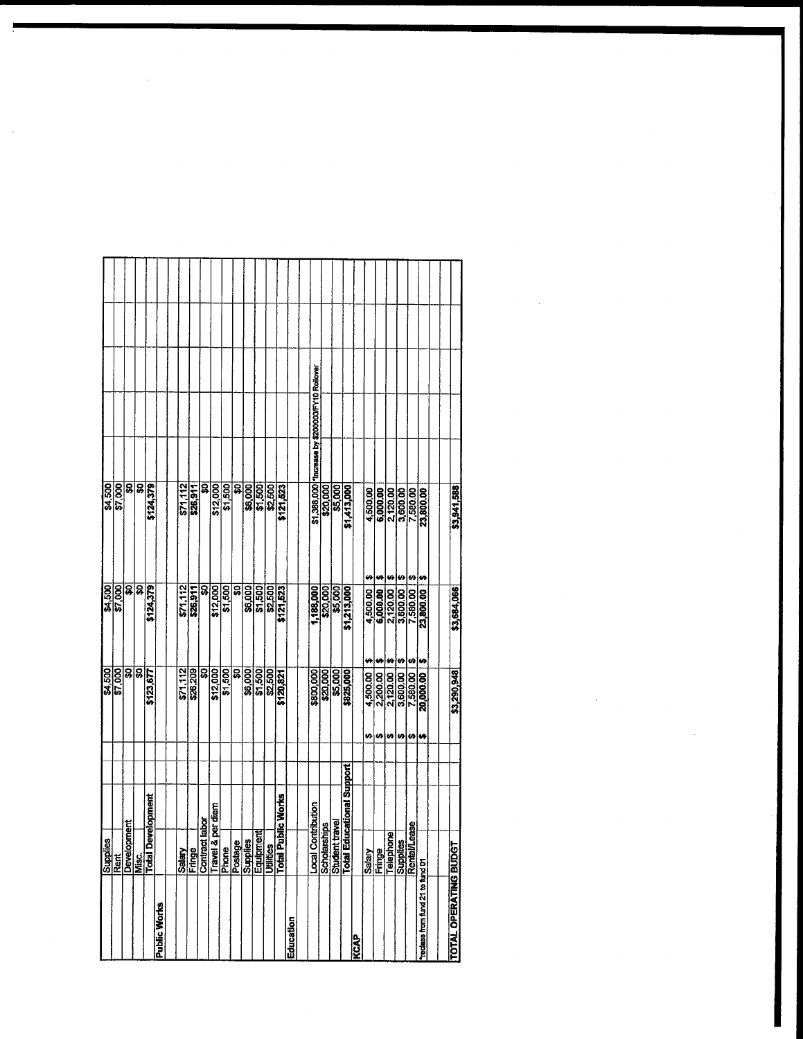|  |  |  |  |  |  |  |  |
|---|---|---|---|---|---|---|---|
|  | Supplies |  | $4,500 | $4,500 | $4,500 |  |  |
|  | Rent |  | $7,000 | $7,000 | $7,000 |  |  |
|  | Development |  | $0 | $0 | $0 |  |  |
|  | Misc. |  | $0 | $0 | $0 |  |  |
|  | Total Development |  | $123,677 | $124,379 | $124,379 |  |  |
| Public Works |  |  |  |  |  |  |  |
|  | Salary |  | $71,112 | $71,112 | $71,112 |  |  |
|  | Fringe |  | $26,209 | $26,911 | $26,911 |  |  |
|  | Contract labor |  | $0 | $0 | $0 |  |  |
|  | Travel & per diem |  | $12,000 | $12,000 | $12,000 |  |  |
|  | Phone |  | $1,500 | $1,500 | $1,500 |  |  |
|  | Postage |  | $0 | $0 | $0 |  |  |
|  | Supplies |  | $6,000 | $6,000 | $6,000 |  |  |
|  | Equipment |  | $1,500 | $1,500 | $1,500 |  |  |
|  | Utilities |  | $2,500 | $2,500 | $2,500 |  |  |
|  | Total Public Works |  | $120,821 | $121,523 | $121,523 |  |  |
| Education |  |  |  |  |  |  |  |
|  | Local Contribution |  | $800,000 | 1,188,000 | $1,388,000 | *Increase by $200000/FY10 Rollover |  |
|  | Scholarships |  | $20,000 | $20,000 | $20,000 |  |  |
|  | Student travel |  | $5,000 | $5,000 | $5,000 |  |  |
|  | Total Educational Support |  | $825,000 | $1,213,000 | $1,413,000 |  |  |
| KCAP |  |  |  |  |  |  |  |
|  | Salary |  | $ 4,500.00 | $ 4,500.00 | $ 4,500.00 |  |  |
|  | Fringe |  | $ 2,200.00 | $ 6,000.00 | $ 6,000.00 |  |  |
|  | Telephone |  | $ 2,120.00 | $ 2,120.00 | $ 2,120.00 |  |  |
|  | Supplies |  | $ 3,600.00 | $ 3,600.00 | $ 3,600.00 |  |  |
|  | Rental/Lease |  | $ 7,580.00 | $ 7,580.00 | $ 7,580.00 |  |  |
| *reclass from fund 21 to fund 01 |  |  | $ 20,000.00 | $ 23,800.00 | $ 23,800.00 |  |  |
|  |  |  |  |  |  |  |  |
| TOTAL OPERATING BUDGT |  |  | $3,290,948 | $3,684,066 | $3,941,588 |  |  |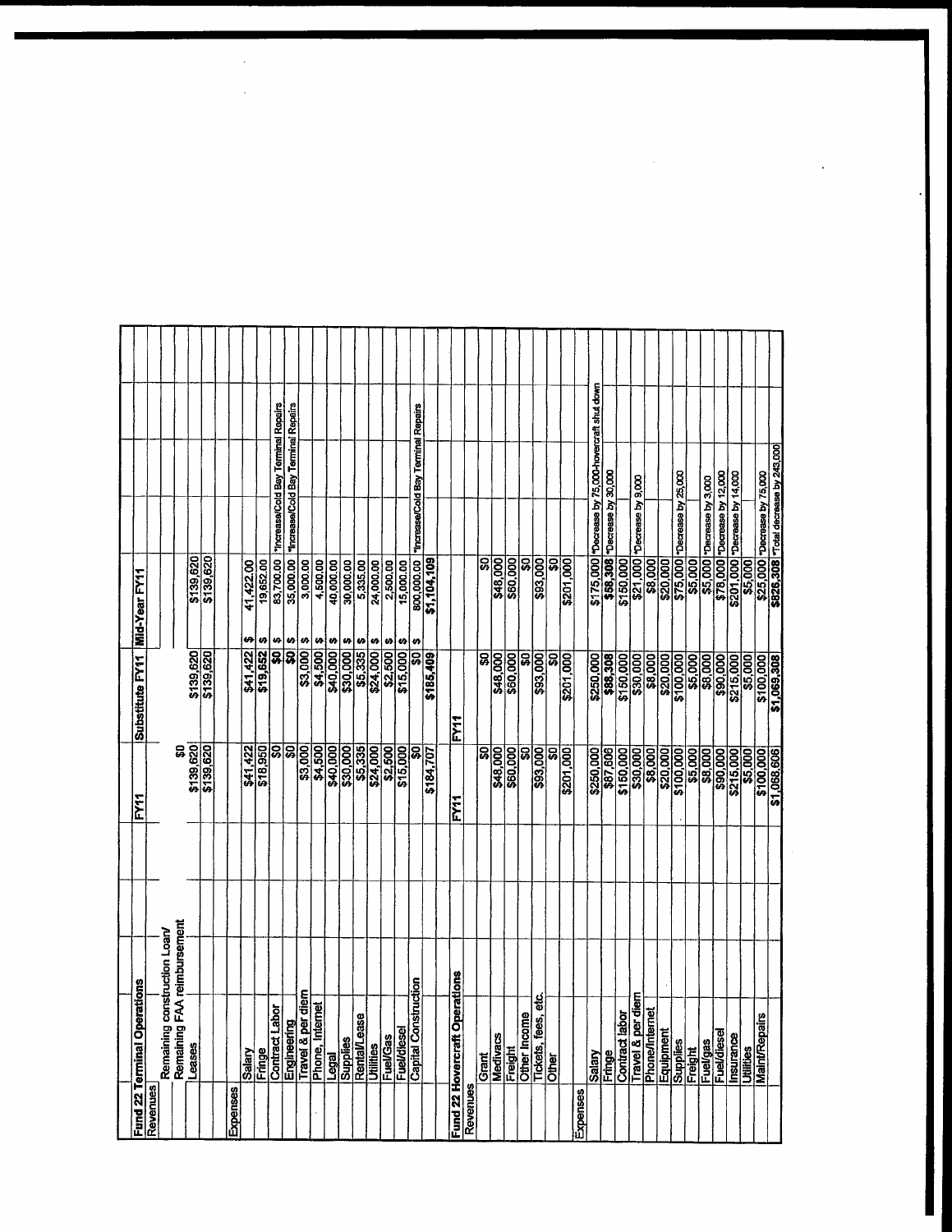| Fund 22 Terminal Operations | FY11 | Substitute FY11 | Mid-Year FY11 | |
|---|---|---|---|---|
| Revenues | | | | |
| Remaining construction Loan/ Remaining FAA reimbursement | $0 | | | |
| Leases | $139,620 | $139,620 | $139,620 | |
| | $139,620 | $139,620 | $139,620 | |
| Expenses | | | | |
| Salary | $41,422 | $41,422 | $ 41,422.00 | |
| Fringe | $18,950 | $19,652 | $ 19,652.00 | |
| Contract Labor | $0 | $0 | $ 83,700.00 | *Increase/Cold Bay Terminal Repairs |
| Engineering | $0 | $0 | $ 35,000.00 | *Increase/Cold Bay Terminal Repairs |
| Travel & per diem | $3,000 | $3,000 | $ 3,000.00 | |
| Phone, Internet | $4,500 | $4,500 | $ 4,500.00 | |
| Legal | $40,000 | $40,000 | $ 40,000.00 | |
| Supplies | $30,000 | $30,000 | $ 30,000.00 | |
| Rental/Lease | $5,335 | $5,335 | $ 5,335.00 | |
| Utilities | $24,000 | $24,000 | $ 24,000.00 | |
| Fuel/Gas | $2,500 | $2,500 | $ 2,500.00 | |
| Fuel/diesel | $15,000 | $15,000 | $ 15,000.00 | |
| Capital Construction | $0 | $0 | $ 800,000.00 | *Increase/Cold Bay Terminal Repairs |
| | $184,707 | $185,409 | $1,104,109 | |

| Fund 22 Hovercraft Operations | FY11 | FY11 | | |
|---|---|---|---|---|
| Revenues | | | | |
| Grant | $0 | $0 | $0 | |
| Medivacs | $48,000 | $48,000 | $48,000 | |
| Freight | $60,000 | $60,000 | $60,000 | |
| Other Income | $0 | $0 | $0 | |
| Tickets, fees, etc. | $93,000 | $93,000 | $93,000 | |
| Other | $0 | $0 | $0 | |
| | $201,000 | $201,000 | $201,000 | |
| Expenses | | | | |
| Salary | $250,000 | $250,000 | $175,000 | *Decrease by 75,000-hovercraft shut down |
| Fringe | $87,606 | $88,308 | $58,308 | *Decrease by 30,000 |
| Contract labor | $150,000 | $150,000 | $150,000 | |
| Travel & per diem | $30,000 | $30,000 | $21,000 | *Decrease by 9,000 |
| Phone/Internet | $8,000 | $8,000 | $8,000 | |
| Equipment | $20,000 | $20,000 | $20,000 | |
| Supplies | $100,000 | $100,000 | $75,000 | *Decrease by 25,000 |
| Freight | $5,000 | $5,000 | $5,000 | |
| Fuel/gas | $8,000 | $8,000 | $5,000 | *Decrease by 3,000 |
| Fuel/diesel | $90,000 | $90,000 | $78,000 | *Decrease by 12,000 |
| Insurance | $215,000 | $215,000 | $201,000 | *Decrease by 14,000 |
| Utilities | $5,000 | $5,000 | $5,000 | |
| Maint/Repairs | $100,000 | $100,000 | $25,000 | *Decrease by 75,000 |
| | $1,068,606 | $1,069,308 | $826,308 | *Total decrease by 243,000 |